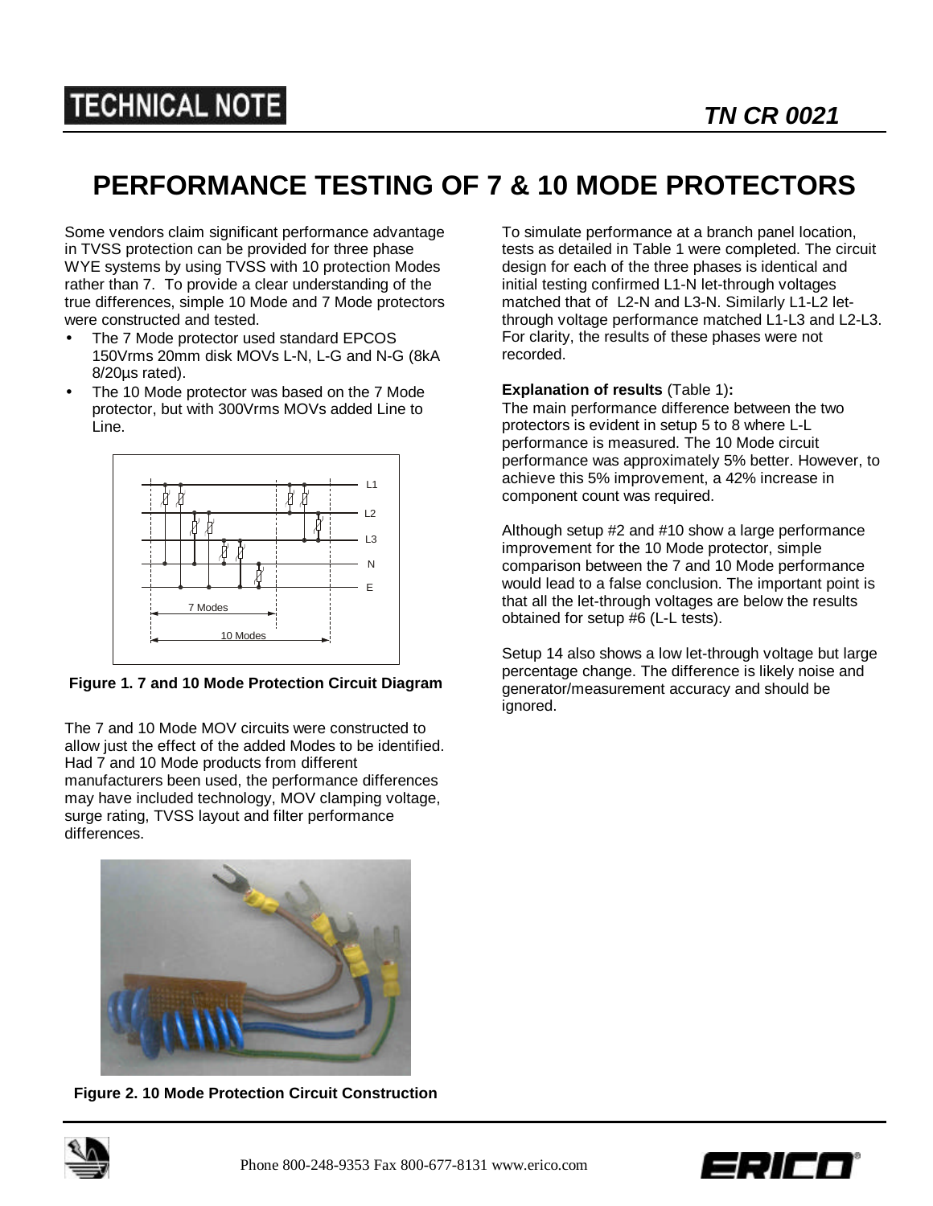# PERFORMANCE TESTING OF 7 & 10 MODE PROTECTORS

TN CR 0021

Some vendors claim significant performance advantage in TVSS protection can be provided for three phase WYE systems by using TVSS with 10 protection Modes rather than 7. To provide a clear understanding of the true differences, simple 10 Mode and 7 Mode protectors were constructed and tested.

- The 7 Mode protector used standard EPCOS 150Vrms 20mm disk MOVs L-N, L-G and N-G (8kA 8/20µs rated).
- The 10 Mode protector was based on the 7 Mode protector, but with 300Vrms MOVs added Line to Line.

**Figure 1. 7 and 10 Mode Protection Circuit Diagram**

The 7 and 10 Mode MOV circuits were constructed to allow just the effect of the added Modes to be identified. Had 7 and 10 Mode products from different manufacturers been used, the performance differences may have included technology, MOV clamping voltage, surge rating, TVSS layout and filter performance differences.

**Figure 2. 10 Mode Protection Circuit Construction**

To simulate performance at a branch panel location, tests as detailed in Table 1 were completed. The circuit design for each of the three phases is identical and initial testing confirmed L1-N let-through voltages matched that of L2-N and L3-N. Similarly L1-L2 let-through voltage performance matched L1-L3 and L2-L3. For clarity, the results of these phases were not recorded.

**Explanation of results** (Table 1)**:**
The main performance difference between the two protectors is evident in setup 5 to 8 where L-L performance is measured. The 10 Mode circuit performance was approximately 5% better. However, to achieve this 5% improvement, a 42% increase in component count was required.

Although setup #2 and #10 show a large performance improvement for the 10 Mode protector, simple comparison between the 7 and 10 Mode performance would lead to a false conclusion. The important point is that all the let-through voltages are below the results obtained for setup #6 (L-L tests).

Setup 14 also shows a low let-through voltage but large percentage change. The difference is likely noise and generator/measurement accuracy and should be ignored.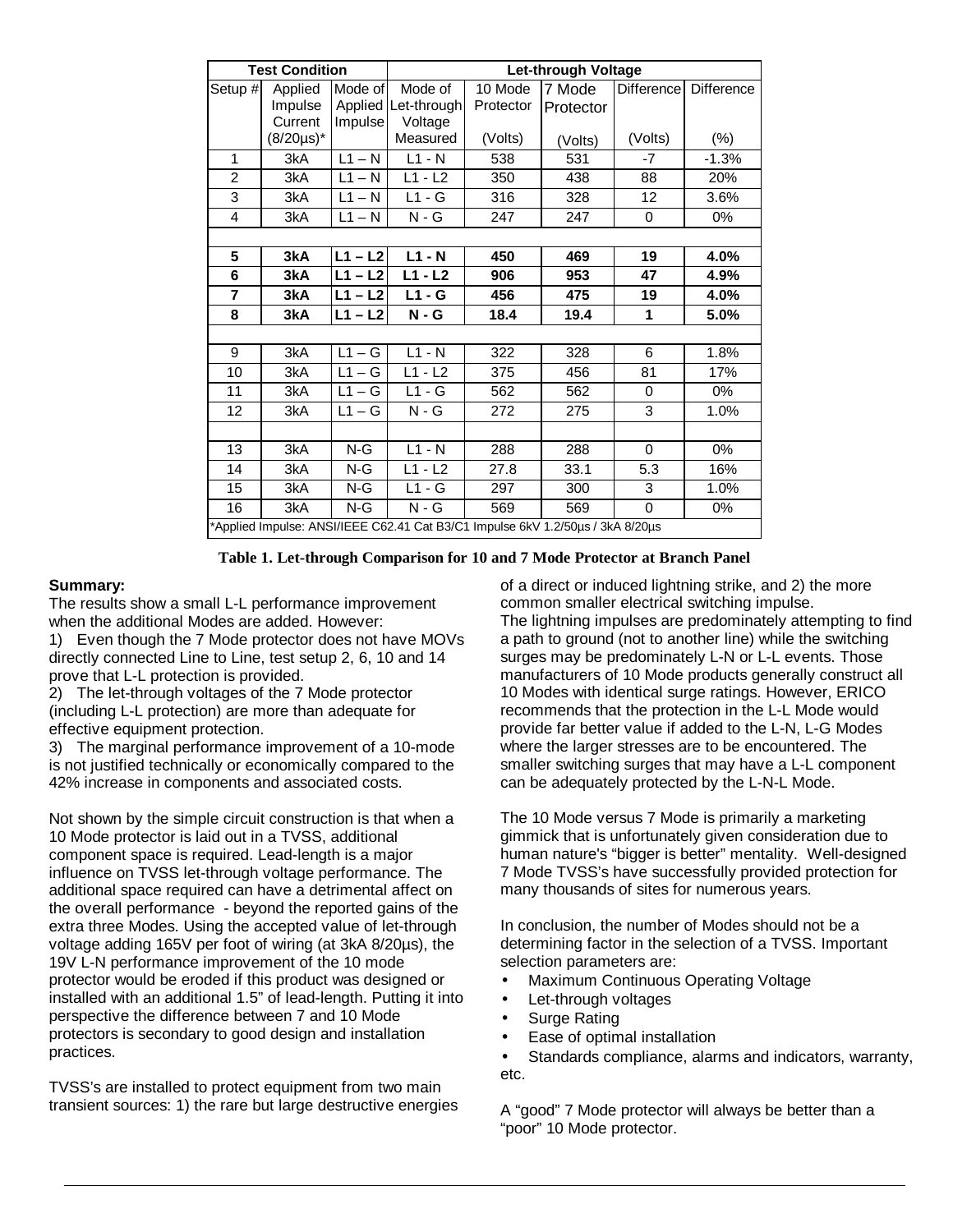| Test Condition | | | Let-through Voltage | | | | |
|---|---|---|---|---|---|---|---|
| Setup # | Applied Impulse Current (8/20µs)* | Mode of Applied Impulse | Mode of Let-through Voltage Measured | 10 Mode Protector (Volts) | 7 Mode Protector (Volts) | Difference (Volts) | Difference (%) |
| 1 | 3kA | L1 – N | L1 - N | 538 | 531 | -7 | -1.3% |
| 2 | 3kA | L1 – N | L1 - L2 | 350 | 438 | 88 | 20% |
| 3 | 3kA | L1 – N | L1 - G | 316 | 328 | 12 | 3.6% |
| 4 | 3kA | L1 – N | N - G | 247 | 247 | 0 | 0% |
| | | | | | | | |
| **5** | **3kA** | **L1 – L2** | **L1 - N** | **450** | **469** | **19** | **4.0%** |
| **6** | **3kA** | **L1 – L2** | **L1 - L2** | **906** | **953** | **47** | **4.9%** |
| **7** | **3kA** | **L1 – L2** | **L1 - G** | **456** | **475** | **19** | **4.0%** |
| **8** | **3kA** | **L1 – L2** | **N - G** | **18.4** | **19.4** | **1** | **5.0%** |
| | | | | | | | |
| 9 | 3kA | L1 – G | L1 - N | 322 | 328 | 6 | 1.8% |
| 10 | 3kA | L1 – G | L1 - L2 | 375 | 456 | 81 | 17% |
| 11 | 3kA | L1 – G | L1 - G | 562 | 562 | 0 | 0% |
| 12 | 3kA | L1 – G | N - G | 272 | 275 | 3 | 1.0% |
| | | | | | | | |
| 13 | 3kA | N-G | L1 - N | 288 | 288 | 0 | 0% |
| 14 | 3kA | N-G | L1 - L2 | 27.8 | 33.1 | 5.3 | 16% |
| 15 | 3kA | N-G | L1 - G | 297 | 300 | 3 | 1.0% |
| 16 | 3kA | N-G | N - G | 569 | 569 | 0 | 0% |

*Applied Impulse: ANSI/IEEE C62.41 Cat B3/C1 Impulse 6kV 1.2/50µs / 3kA 8/20µs

**Table 1. Let-through Comparison for 10 and 7 Mode Protector at Branch Panel**

**Summary:**

The results show a small L-L performance improvement when the additional Modes are added. However:

1) Even though the 7 Mode protector does not have MOVs directly connected Line to Line, test setup 2, 6, 10 and 14 prove that L-L protection is provided.

2) The let-through voltages of the 7 Mode protector (including L-L protection) are more than adequate for effective equipment protection.

3) The marginal performance improvement of a 10-mode is not justified technically or economically compared to the 42% increase in components and associated costs.

Not shown by the simple circuit construction is that when a 10 Mode protector is laid out in a TVSS, additional component space is required. Lead-length is a major influence on TVSS let-through voltage performance. The additional space required can have a detrimental affect on the overall performance - beyond the reported gains of the extra three Modes. Using the accepted value of let-through voltage adding 165V per foot of wiring (at 3kA 8/20µs), the 19V L-N performance improvement of the 10 mode protector would be eroded if this product was designed or installed with an additional 1.5" of lead-length. Putting it into perspective the difference between 7 and 10 Mode protectors is secondary to good design and installation practices.

TVSS's are installed to protect equipment from two main transient sources: 1) the rare but large destructive energies of a direct or induced lightning strike, and 2) the more common smaller electrical switching impulse.

The lightning impulses are predominately attempting to find a path to ground (not to another line) while the switching surges may be predominately L-N or L-L events. Those manufacturers of 10 Mode products generally construct all 10 Modes with identical surge ratings. However, ERICO recommends that the protection in the L-L Mode would provide far better value if added to the L-N, L-G Modes where the larger stresses are to be encountered. The smaller switching surges that may have a L-L component can be adequately protected by the L-N-L Mode.

The 10 Mode versus 7 Mode is primarily a marketing gimmick that is unfortunately given consideration due to human nature's "bigger is better" mentality. Well-designed 7 Mode TVSS's have successfully provided protection for many thousands of sites for numerous years.

In conclusion, the number of Modes should not be a determining factor in the selection of a TVSS. Important selection parameters are:

- Maximum Continuous Operating Voltage
- Let-through voltages
- Surge Rating
- Ease of optimal installation
- Standards compliance, alarms and indicators, warranty, etc.

A "good" 7 Mode protector will always be better than a "poor" 10 Mode protector.